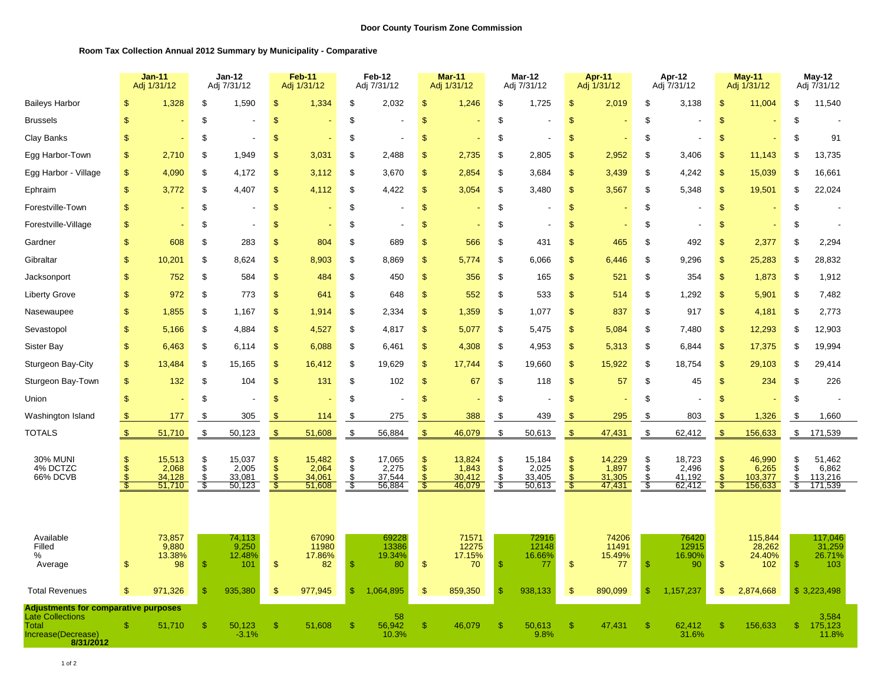**Door County Tourism Zone Commission**

**Room Tax Collection Annual 2012 Summary by Municipality - Comparative**

| | Jan-11 Adj 1/31/12 | Jan-12 Adj 7/31/12 | Feb-11 Adj 1/31/12 | Feb-12 Adj 7/31/12 | Mar-11 Adj 1/31/12 | Mar-12 Adj 7/31/12 | Apr-11 Adj 1/31/12 | Apr-12 Adj 7/31/12 | May-11 Adj 1/31/12 | May-12 Adj 7/31/12 |
|---|---|---|---|---|---|---|---|---|---|---|
| Baileys Harbor | $ 1,328 | $ 1,590 | $ 1,334 | $ 2,032 | $ 1,246 | $ 1,725 | $ 2,019 | $ 3,138 | $ 11,004 | $ 11,540 |
| Brussels | $ - | $ - | $ - | $ - | $ - | $ - | $ - | $ - | $ - | $ - |
| Clay Banks | $ - | $ - | $ - | $ - | $ - | $ - | $ - | $ - | $ - | $ 91 |
| Egg Harbor-Town | $ 2,710 | $ 1,949 | $ 3,031 | $ 2,488 | $ 2,735 | $ 2,805 | $ 2,952 | $ 3,406 | $ 11,143 | $ 13,735 |
| Egg Harbor - Village | $ 4,090 | $ 4,172 | $ 3,112 | $ 3,670 | $ 2,854 | $ 3,684 | $ 3,439 | $ 4,242 | $ 15,039 | $ 16,661 |
| Ephraim | $ 3,772 | $ 4,407 | $ 4,112 | $ 4,422 | $ 3,054 | $ 3,480 | $ 3,567 | $ 5,348 | $ 19,501 | $ 22,024 |
| Forestville-Town | $ - | $ - | $ - | $ - | $ - | $ - | $ - | $ - | $ - | $ - |
| Forestville-Village | $ - | $ - | $ - | $ - | $ - | $ - | $ - | $ - | $ - | $ - |
| Gardner | $ 608 | $ 283 | $ 804 | $ 689 | $ 566 | $ 431 | $ 465 | $ 492 | $ 2,377 | $ 2,294 |
| Gibraltar | $ 10,201 | $ 8,624 | $ 8,903 | $ 8,869 | $ 5,774 | $ 6,066 | $ 6,446 | $ 9,296 | $ 25,283 | $ 28,832 |
| Jacksonport | $ 752 | $ 584 | $ 484 | $ 450 | $ 356 | $ 165 | $ 521 | $ 354 | $ 1,873 | $ 1,912 |
| Liberty Grove | $ 972 | $ 773 | $ 641 | $ 648 | $ 552 | $ 533 | $ 514 | $ 1,292 | $ 5,901 | $ 7,482 |
| Nasewaupee | $ 1,855 | $ 1,167 | $ 1,914 | $ 2,334 | $ 1,359 | $ 1,077 | $ 837 | $ 917 | $ 4,181 | $ 2,773 |
| Sevastopol | $ 5,166 | $ 4,884 | $ 4,527 | $ 4,817 | $ 5,077 | $ 5,475 | $ 5,084 | $ 7,480 | $ 12,293 | $ 12,903 |
| Sister Bay | $ 6,463 | $ 6,114 | $ 6,088 | $ 6,461 | $ 4,308 | $ 4,953 | $ 5,313 | $ 6,844 | $ 17,375 | $ 19,994 |
| Sturgeon Bay-City | $ 13,484 | $ 15,165 | $ 16,412 | $ 19,629 | $ 17,744 | $ 19,660 | $ 15,922 | $ 18,754 | $ 29,103 | $ 29,414 |
| Sturgeon Bay-Town | $ 132 | $ 104 | $ 131 | $ 102 | $ 67 | $ 118 | $ 57 | $ 45 | $ 234 | $ 226 |
| Union | $ - | $ - | $ - | $ - | $ - | $ - | $ - | $ - | $ - | $ - |
| Washington Island | $ 177 | $ 305 | $ 114 | $ 275 | $ 388 | $ 439 | $ 295 | $ 803 | $ 1,326 | $ 1,660 |
| TOTALS | $ 51,710 | $ 50,123 | $ 51,608 | $ 56,884 | $ 46,079 | $ 50,613 | $ 47,431 | $ 62,412 | $ 156,633 | $ 171,539 |
| 30% MUNI | $ 15,513 | $ 15,037 | $ 15,482 | $ 17,065 | $ 13,824 | $ 15,184 | $ 14,229 | $ 18,723 | $ 46,990 | $ 51,462 |
| 4% DCTZC | $ 2,068 | $ 2,005 | $ 2,064 | $ 2,275 | $ 1,843 | $ 2,025 | $ 1,897 | $ 2,496 | $ 6,265 | $ 6,862 |
| 66% DCVB | $ 34,128 | $ 33,081 | $ 34,061 | $ 37,544 | $ 30,412 | $ 33,405 | $ 31,305 | $ 41,192 | $ 103,377 | $ 113,216 |
| | $ 51,710 | $ 50,123 | $ 51,608 | $ 56,884 | $ 46,079 | $ 50,613 | $ 47,431 | $ 62,412 | $ 156,633 | $ 171,539 |
| Available | 73,857 | 74,113 | 67090 | 69228 | 71571 | 72916 | 74206 | 76420 | 115,844 | 117,046 |
| Filled | 9,880 | 9,250 | 11980 | 13386 | 12275 | 12148 | 11491 | 12915 | 28,262 | 31,259 |
| % | 13.38% | 12.48% | 17.86% | 19.34% | 17.15% | 16.66% | 15.49% | 16.90% | 24.40% | 26.71% |
| Average | $ 98 | $ 101 | $ 82 | $ 80 | $ 70 | $ 77 | $ 77 | $ 90 | $ 102 | $ 103 |
| Total Revenues | $ 971,326 | $ 935,380 | $ 977,945 | $ 1,064,895 | $ 859,350 | $ 938,133 | $ 890,099 | $ 1,157,237 | $ 2,874,668 | $ 3,223,498 |
| **Adjustments for comparative purposes** | | | | | | | | | | |
| Late Collections | | | | 58 | | | | | | 3,584 |
| Total | $ 51,710 | $ 50,123 | $ 51,608 | $ 56,942 | $ 46,079 | $ 50,613 | $ 47,431 | $ 62,412 | $ 156,633 | $ 175,123 |
| Increase(Decrease) | | -3.1% | | 10.3% | | 9.8% | | 31.6% | | 11.8% |
| **8/31/2012** | | | | | | | | | | |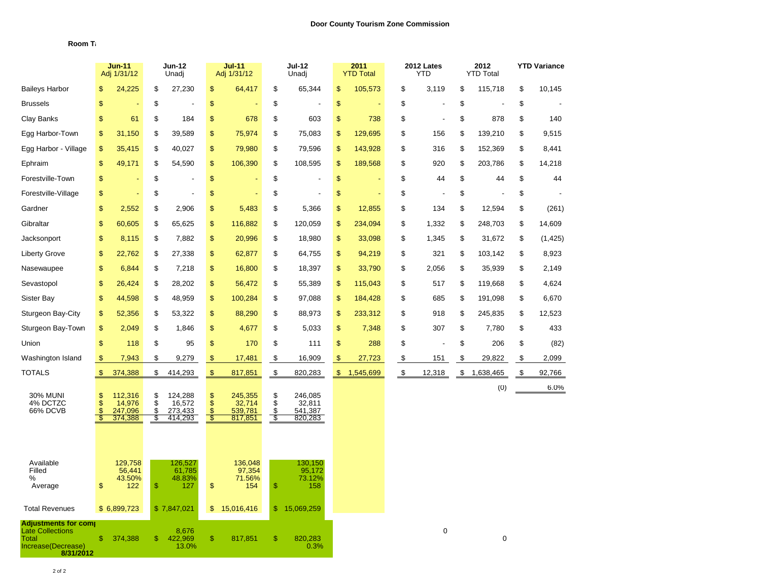**Door County Tourism Zone Commission**

**Room Ta**

| | Jun-11 Adj 1/31/12 | Jun-12 Unadj | Jul-11 Adj 1/31/12 | Jul-12 Unadj | 2011 YTD Total | 2012 Lates YTD | 2012 YTD Total | YTD Variance |
|---|---|---|---|---|---|---|---|---|
| Baileys Harbor | $ 24,225 | $ 27,230 | $ 64,417 | $ 65,344 | $ 105,573 | $ 3,119 | $ 115,718 | $ 10,145 |
| Brussels | $ - | $ - | $ - | $ - | $ - | $ - | $ - | $ - |
| Clay Banks | $ 61 | $ 184 | $ 678 | $ 603 | $ 738 | $ - | $ 878 | $ 140 |
| Egg Harbor-Town | $ 31,150 | $ 39,589 | $ 75,974 | $ 75,083 | $ 129,695 | $ 156 | $ 139,210 | $ 9,515 |
| Egg Harbor - Village | $ 35,415 | $ 40,027 | $ 79,980 | $ 79,596 | $ 143,928 | $ 316 | $ 152,369 | $ 8,441 |
| Ephraim | $ 49,171 | $ 54,590 | $ 106,390 | $ 108,595 | $ 189,568 | $ 920 | $ 203,786 | $ 14,218 |
| Forestville-Town | $ - | $ - | $ - | $ - | $ - | $ 44 | $ 44 | $ 44 |
| Forestville-Village | $ - | $ - | $ - | $ - | $ - | $ - | $ - | $ - |
| Gardner | $ 2,552 | $ 2,906 | $ 5,483 | $ 5,366 | $ 12,855 | $ 134 | $ 12,594 | $ (261) |
| Gibraltar | $ 60,605 | $ 65,625 | $ 116,882 | $ 120,059 | $ 234,094 | $ 1,332 | $ 248,703 | $ 14,609 |
| Jacksonport | $ 8,115 | $ 7,882 | $ 20,996 | $ 18,980 | $ 33,098 | $ 1,345 | $ 31,672 | $ (1,425) |
| Liberty Grove | $ 22,762 | $ 27,338 | $ 62,877 | $ 64,755 | $ 94,219 | $ 321 | $ 103,142 | $ 8,923 |
| Nasewaupee | $ 6,844 | $ 7,218 | $ 16,800 | $ 18,397 | $ 33,790 | $ 2,056 | $ 35,939 | $ 2,149 |
| Sevastopol | $ 26,424 | $ 28,202 | $ 56,472 | $ 55,389 | $ 115,043 | $ 517 | $ 119,668 | $ 4,624 |
| Sister Bay | $ 44,598 | $ 48,959 | $ 100,284 | $ 97,088 | $ 184,428 | $ 685 | $ 191,098 | $ 6,670 |
| Sturgeon Bay-City | $ 52,356 | $ 53,322 | $ 88,290 | $ 88,973 | $ 233,312 | $ 918 | $ 245,835 | $ 12,523 |
| Sturgeon Bay-Town | $ 2,049 | $ 1,846 | $ 4,677 | $ 5,033 | $ 7,348 | $ 307 | $ 7,780 | $ 433 |
| Union | $ 118 | $ 95 | $ 170 | $ 111 | $ 288 | $ - | $ 206 | $ (82) |
| Washington Island | $ 7,943 | $ 9,279 | $ 17,481 | $ 16,909 | $ 27,723 | $ 151 | $ 29,822 | $ 2,099 |
| TOTALS | $ 374,388 | $ 414,293 | $ 817,851 | $ 820,283 | $ 1,545,699 | $ 12,318 | $ 1,638,465 | $ 92,766 |
| | | | | | | | (0) | 6.0% |
| 30% MUNI | $ 112,316 | $ 124,288 | $ 245,355 | $ 246,085 | | | | |
| 4% DCTZC | $ 14,976 | $ 16,572 | $ 32,714 | $ 32,811 | | | | |
| 66% DCVB | $ 247,096 | $ 273,433 | $ 539,781 | $ 541,387 | | | | |
| | $ 374,388 | $ 414,293 | $ 817,851 | $ 820,283 | | | | |
| Available | 129,758 | 126,527 | 136,048 | 130,150 | | | | |
| Filled | 56,441 | 61,785 | 97,354 | 95,172 | | | | |
| % | 43.50% | 48.83% | 71.56% | 73.12% | | | | |
| Average | $ 122 | $ 127 | $ 154 | $ 158 | | | | |
| Total Revenues | $ 6,899,723 | $ 7,847,021 | $ 15,016,416 | $ 15,069,259 | | | | |
| **Adjustments for comp** | | | | | | | | |
| Late Collections | | 8,676 | | | | 0 | | |
| Total | $ 374,388 | $ 422,969 | $ 817,851 | $ 820,283 | | | 0 | |
| Increase(Decrease) | | 13.0% | | 0.3% | | | | |
| **8/31/2012** | | | | | | | | |